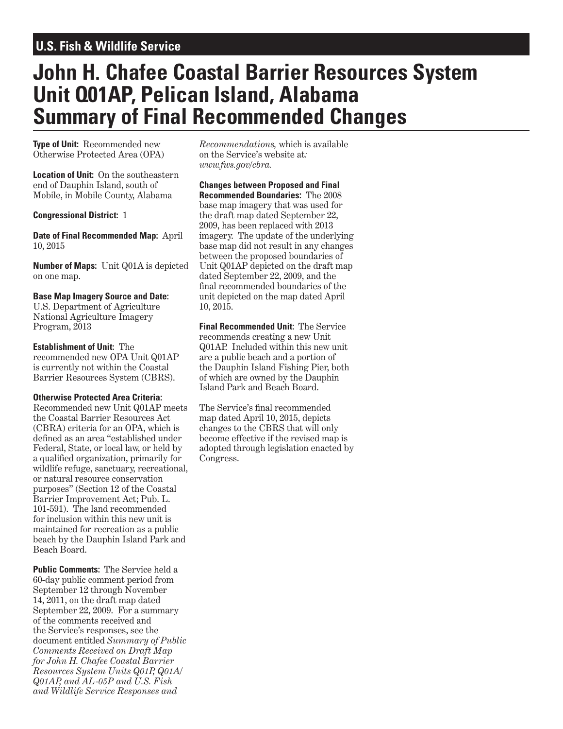U.S. Fish & Wildlife Service

# John H. Chafee Coastal Barrier Resources System Unit Q01AP, Pelican Island, Alabama Summary of Final Recommended Changes

**Type of Unit:** Recommended new Otherwise Protected Area (OPA)

**Location of Unit:** On the southeastern end of Dauphin Island, south of Mobile, in Mobile County, Alabama

**Congressional District:** 1

**Date of Final Recommended Map:** April 10, 2015

**Number of Maps:** Unit Q01A is depicted on one map.

**Base Map Imagery Source and Date:** U.S. Department of Agriculture National Agriculture Imagery Program, 2013

**Establishment of Unit:** The recommended new OPA Unit Q01AP is currently not within the Coastal Barrier Resources System (CBRS).

**Otherwise Protected Area Criteria:** Recommended new Unit Q01AP meets the Coastal Barrier Resources Act (CBRA) criteria for an OPA, which is defined as an area "established under Federal, State, or local law, or held by a qualified organization, primarily for wildlife refuge, sanctuary, recreational, or natural resource conservation purposes" (Section 12 of the Coastal Barrier Improvement Act; Pub. L. 101-591). The land recommended for inclusion within this new unit is maintained for recreation as a public beach by the Dauphin Island Park and Beach Board.

**Public Comments:** The Service held a 60-day public comment period from September 12 through November 14, 2011, on the draft map dated September 22, 2009. For a summary of the comments received and the Service's responses, see the document entitled *Summary of Public Comments Received on Draft Map for John H. Chafee Coastal Barrier Resources System Units Q01P, Q01A/Q01AP, and AL-05P and U.S. Fish and Wildlife Service Responses and Recommendations,* which is available on the Service's website at: *www.fws.gov/cbra.*

**Changes between Proposed and Final Recommended Boundaries:** The 2008 base map imagery that was used for the draft map dated September 22, 2009, has been replaced with 2013 imagery. The update of the underlying base map did not result in any changes between the proposed boundaries of Unit Q01AP depicted on the draft map dated September 22, 2009, and the final recommended boundaries of the unit depicted on the map dated April 10, 2015.

**Final Recommended Unit:** The Service recommends creating a new Unit Q01AP. Included within this new unit are a public beach and a portion of the Dauphin Island Fishing Pier, both of which are owned by the Dauphin Island Park and Beach Board.

The Service's final recommended map dated April 10, 2015, depicts changes to the CBRS that will only become effective if the revised map is adopted through legislation enacted by Congress.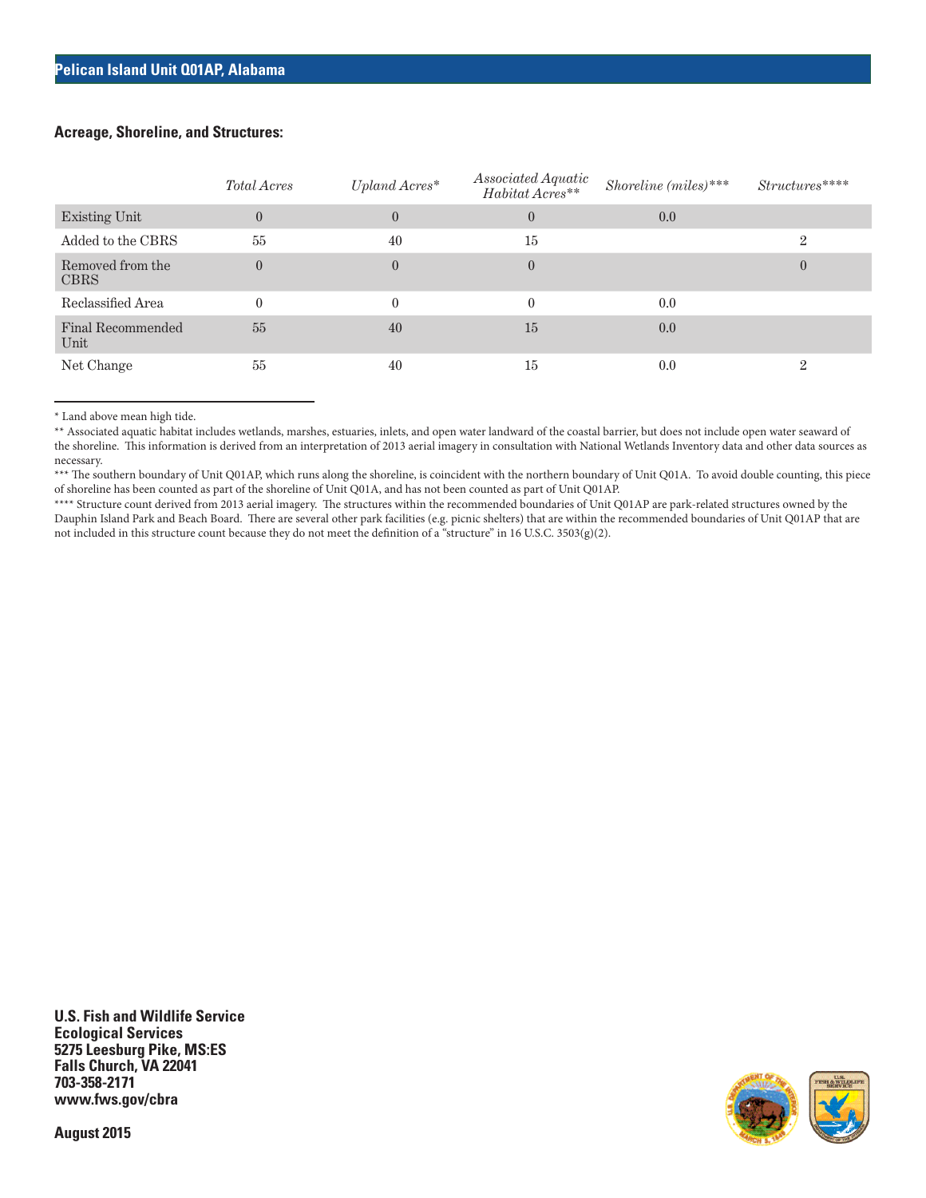## Pelican Island Unit Q01AP, Alabama

### Acreage, Shoreline, and Structures:

| | *Total Acres* | *Upland Acres\** | *Associated Aquatic Habitat Acres\*\** | *Shoreline (miles)\*\*\** | *Structures\*\*\*\** |
|---|---|---|---|---|---|
| Existing Unit | 0 | 0 | 0 | 0.0 | |
| Added to the CBRS | 55 | 40 | 15 | | 2 |
| Removed from the CBRS | 0 | 0 | 0 | | 0 |
| Reclassified Area | 0 | 0 | 0 | 0.0 | |
| Final Recommended Unit | 55 | 40 | 15 | 0.0 | |
| Net Change | 55 | 40 | 15 | 0.0 | 2 |

\* Land above mean high tide.

\*\* Associated aquatic habitat includes wetlands, marshes, estuaries, inlets, and open water landward of the coastal barrier, but does not include open water seaward of the shoreline. This information is derived from an interpretation of 2013 aerial imagery in consultation with National Wetlands Inventory data and other data sources as necessary.

\*\*\* The southern boundary of Unit Q01AP, which runs along the shoreline, is coincident with the northern boundary of Unit Q01A. To avoid double counting, this piece of shoreline has been counted as part of the shoreline of Unit Q01A, and has not been counted as part of Unit Q01AP.

\*\*\*\* Structure count derived from 2013 aerial imagery. The structures within the recommended boundaries of Unit Q01AP are park-related structures owned by the Dauphin Island Park and Beach Board. There are several other park facilities (e.g. picnic shelters) that are within the recommended boundaries of Unit Q01AP that are not included in this structure count because they do not meet the definition of a "structure" in 16 U.S.C. 3503(g)(2).

**U.S. Fish and Wildlife Service**
**Ecological Services**
**5275 Leesburg Pike, MS:ES**
**Falls Church, VA 22041**
**703-358-2171**
**www.fws.gov/cbra**

**August 2015**